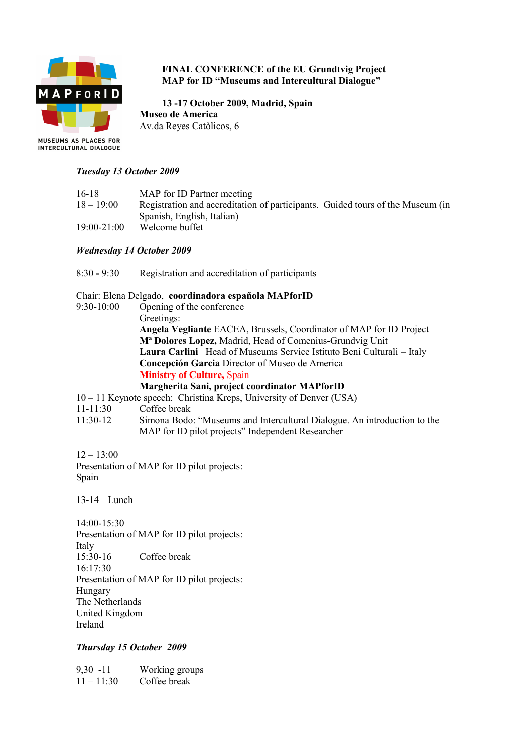MAPFORID

MUSEUMS AS PLACES FOR INTERCULTURAL DIALOGUE

**FINAL CONFERENCE of the EU Grundtvig Project**
**MAP for ID "Museums and Intercultural Dialogue"**

**13 -17 October 2009, Madrid, Spain**
**Museo de America**
Av.da Reyes Catòlicos, 6

***Tuesday 13 October 2009***

16-18 MAP for ID Partner meeting
18 – 19:00 Registration and accreditation of participants. Guided tours of the Museum (in Spanish, English, Italian)
19:00-21:00 Welcome buffet

***Wednesday 14 October 2009***

8:30 **-** 9:30 Registration and accreditation of participants

Chair: Elena Delgado, **coordinadora española MAPforID**
9:30-10:00 Opening of the conference
Greetings:
**Angela Vegliante** EACEA, Brussels, Coordinator of MAP for ID Project
**Mª Dolores Lopez,** Madrid, Head of Comenius-Grundvig Unit
**Laura Carlini** Head of Museums Service Istituto Beni Culturali – Italy
**Concepción Garcia** Director of Museo de America
**Ministry of Culture,** Spain
**Margherita Sani, project coordinator MAPforID**
10 – 11 Keynote speech: Christina Kreps, University of Denver (USA)
11-11:30 Coffee break
11:30-12 Simona Bodo: "Museums and Intercultural Dialogue. An introduction to the MAP for ID pilot projects" Independent Researcher

12 – 13:00
Presentation of MAP for ID pilot projects:
Spain

13-14 Lunch

14:00-15:30
Presentation of MAP for ID pilot projects:
Italy
15:30-16 Coffee break
16:17:30
Presentation of MAP for ID pilot projects:
Hungary
The Netherlands
United Kingdom
Ireland

***Thursday 15 October 2009***

9,30 -11 Working groups
11 – 11:30 Coffee break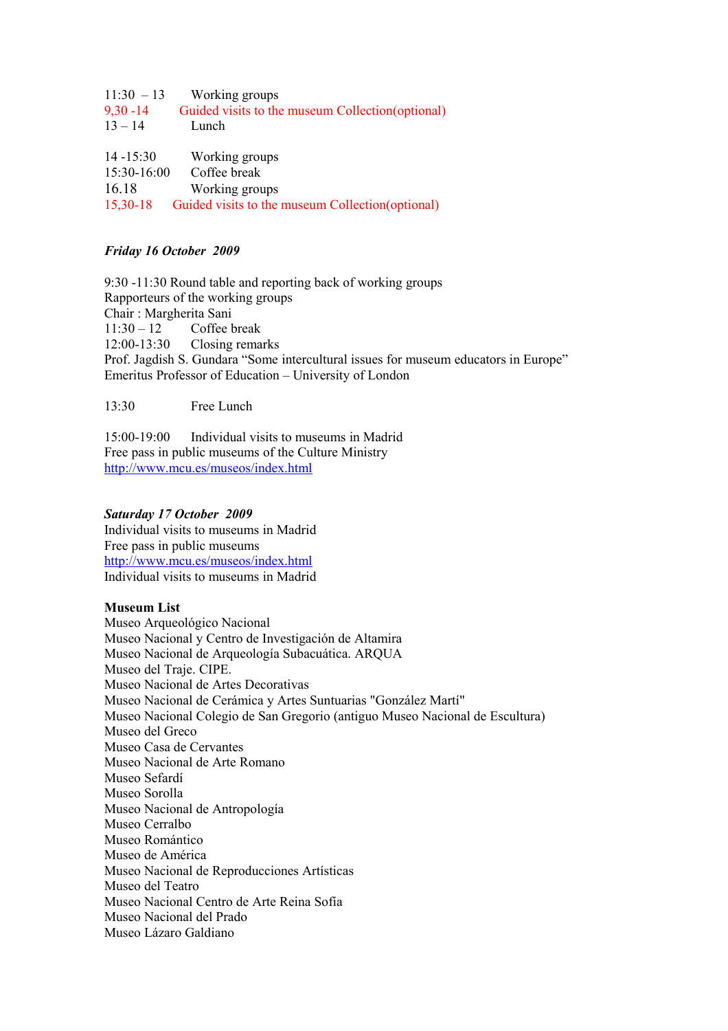11:30 – 13 Working groups
9,30 -14 Guided visits to the museum Collection(optional)
13 – 14 Lunch

14 -15:30 Working groups
15:30-16:00 Coffee break
16.18 Working groups
15,30-18 Guided visits to the museum Collection(optional)

***Friday 16 October 2009***

9:30 -11:30 Round table and reporting back of working groups
Rapporteurs of the working groups
Chair : Margherita Sani
11:30 – 12 Coffee break
12:00-13:30 Closing remarks
Prof. Jagdish S. Gundara "Some intercultural issues for museum educators in Europe"
Emeritus Professor of Education – University of London

13:30 Free Lunch

15:00-19:00 Individual visits to museums in Madrid
Free pass in public museums of the Culture Ministry
http://www.mcu.es/museos/index.html

***Saturday 17 October 2009***
Individual visits to museums in Madrid
Free pass in public museums
http://www.mcu.es/museos/index.html
Individual visits to museums in Madrid

**Museum List**
Museo Arqueológico Nacional
Museo Nacional y Centro de Investigación de Altamira
Museo Nacional de Arqueología Subacuática. ARQUA
Museo del Traje. CIPE.
Museo Nacional de Artes Decorativas
Museo Nacional de Cerámica y Artes Suntuarias "González Martí"
Museo Nacional Colegio de San Gregorio (antiguo Museo Nacional de Escultura)
Museo del Greco
Museo Casa de Cervantes
Museo Nacional de Arte Romano
Museo Sefardí
Museo Sorolla
Museo Nacional de Antropología
Museo Cerralbo
Museo Romántico
Museo de América
Museo Nacional de Reproducciones Artísticas
Museo del Teatro
Museo Nacional Centro de Arte Reina Sofía
Museo Nacional del Prado
Museo Lázaro Galdiano